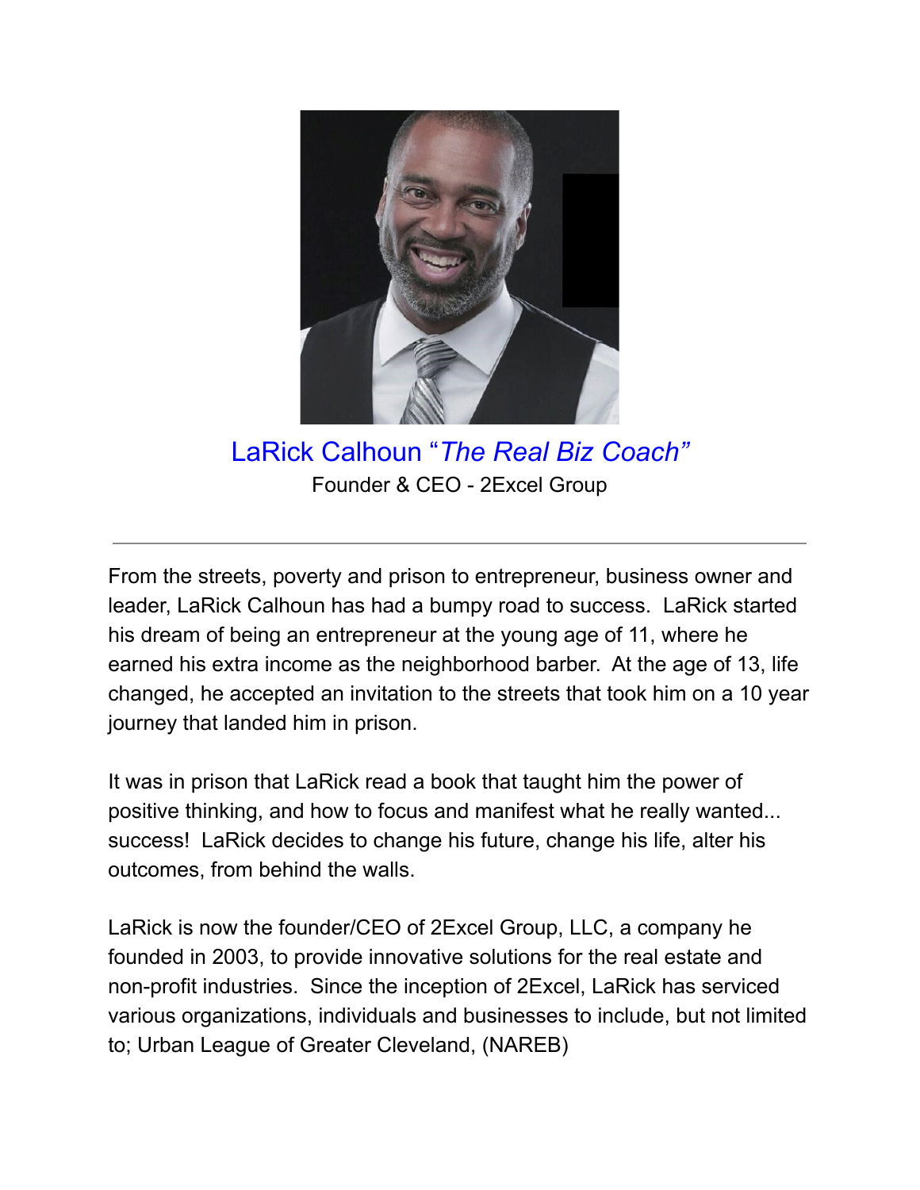## LaRick Calhoun "*The Real Biz Coach*"

Founder & CEO - 2Excel Group

---

From the streets, poverty and prison to entrepreneur, business owner and leader, LaRick Calhoun has had a bumpy road to success. LaRick started his dream of being an entrepreneur at the young age of 11, where he earned his extra income as the neighborhood barber. At the age of 13, life changed, he accepted an invitation to the streets that took him on a 10 year journey that landed him in prison.

It was in prison that LaRick read a book that taught him the power of positive thinking, and how to focus and manifest what he really wanted... success! LaRick decides to change his future, change his life, alter his outcomes, from behind the walls.

LaRick is now the founder/CEO of 2Excel Group, LLC, a company he founded in 2003, to provide innovative solutions for the real estate and non-profit industries. Since the inception of 2Excel, LaRick has serviced various organizations, individuals and businesses to include, but not limited to; Urban League of Greater Cleveland, (NAREB)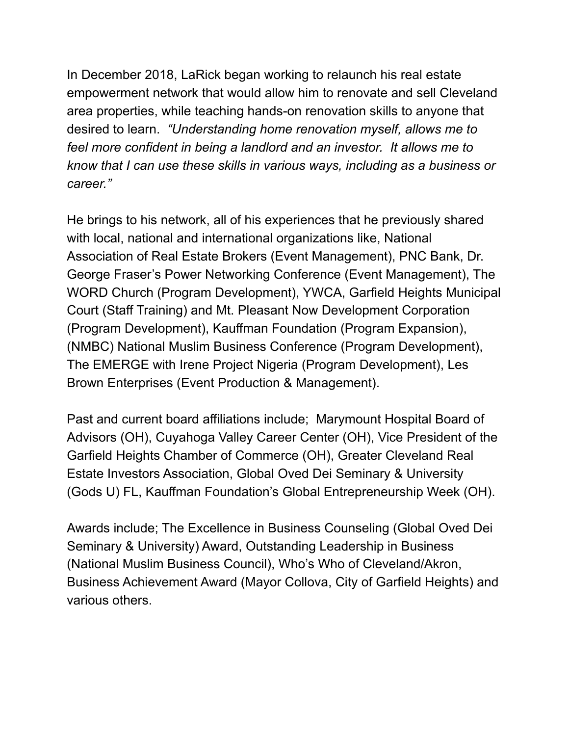In December 2018, LaRick began working to relaunch his real estate empowerment network that would allow him to renovate and sell Cleveland area properties, while teaching hands-on renovation skills to anyone that desired to learn. *"Understanding home renovation myself, allows me to feel more confident in being a landlord and an investor. It allows me to know that I can use these skills in various ways, including as a business or career."*

He brings to his network, all of his experiences that he previously shared with local, national and international organizations like, National Association of Real Estate Brokers (Event Management), PNC Bank, Dr. George Fraser's Power Networking Conference (Event Management), The WORD Church (Program Development), YWCA, Garfield Heights Municipal Court (Staff Training) and Mt. Pleasant Now Development Corporation (Program Development), Kauffman Foundation (Program Expansion), (NMBC) National Muslim Business Conference (Program Development), The EMERGE with Irene Project Nigeria (Program Development), Les Brown Enterprises (Event Production & Management).

Past and current board affiliations include; Marymount Hospital Board of Advisors (OH), Cuyahoga Valley Career Center (OH), Vice President of the Garfield Heights Chamber of Commerce (OH), Greater Cleveland Real Estate Investors Association, Global Oved Dei Seminary & University (Gods U) FL, Kauffman Foundation's Global Entrepreneurship Week (OH).

Awards include; The Excellence in Business Counseling (Global Oved Dei Seminary & University) Award, Outstanding Leadership in Business (National Muslim Business Council), Who's Who of Cleveland/Akron, Business Achievement Award (Mayor Collova, City of Garfield Heights) and various others.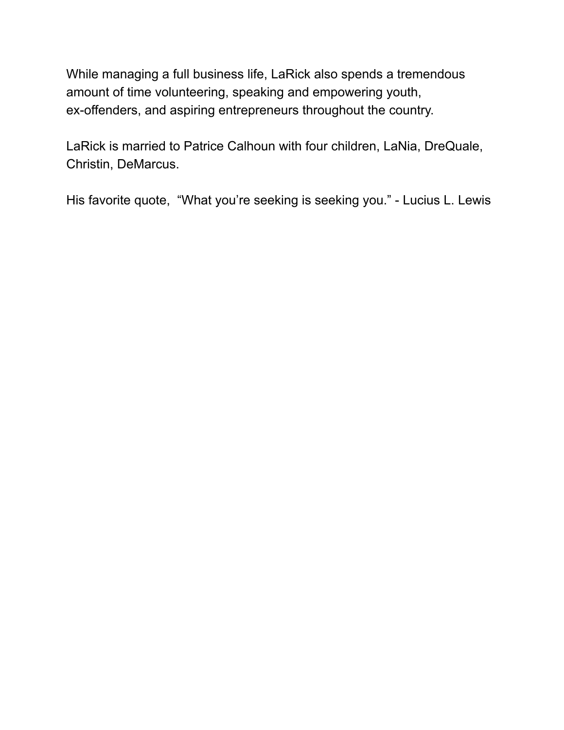While managing a full business life, LaRick also spends a tremendous amount of time volunteering, speaking and empowering youth, ex-offenders, and aspiring entrepreneurs throughout the country.

LaRick is married to Patrice Calhoun with four children, LaNia, DreQuale, Christin, DeMarcus.

His favorite quote,  “What you’re seeking is seeking you.” - Lucius L. Lewis